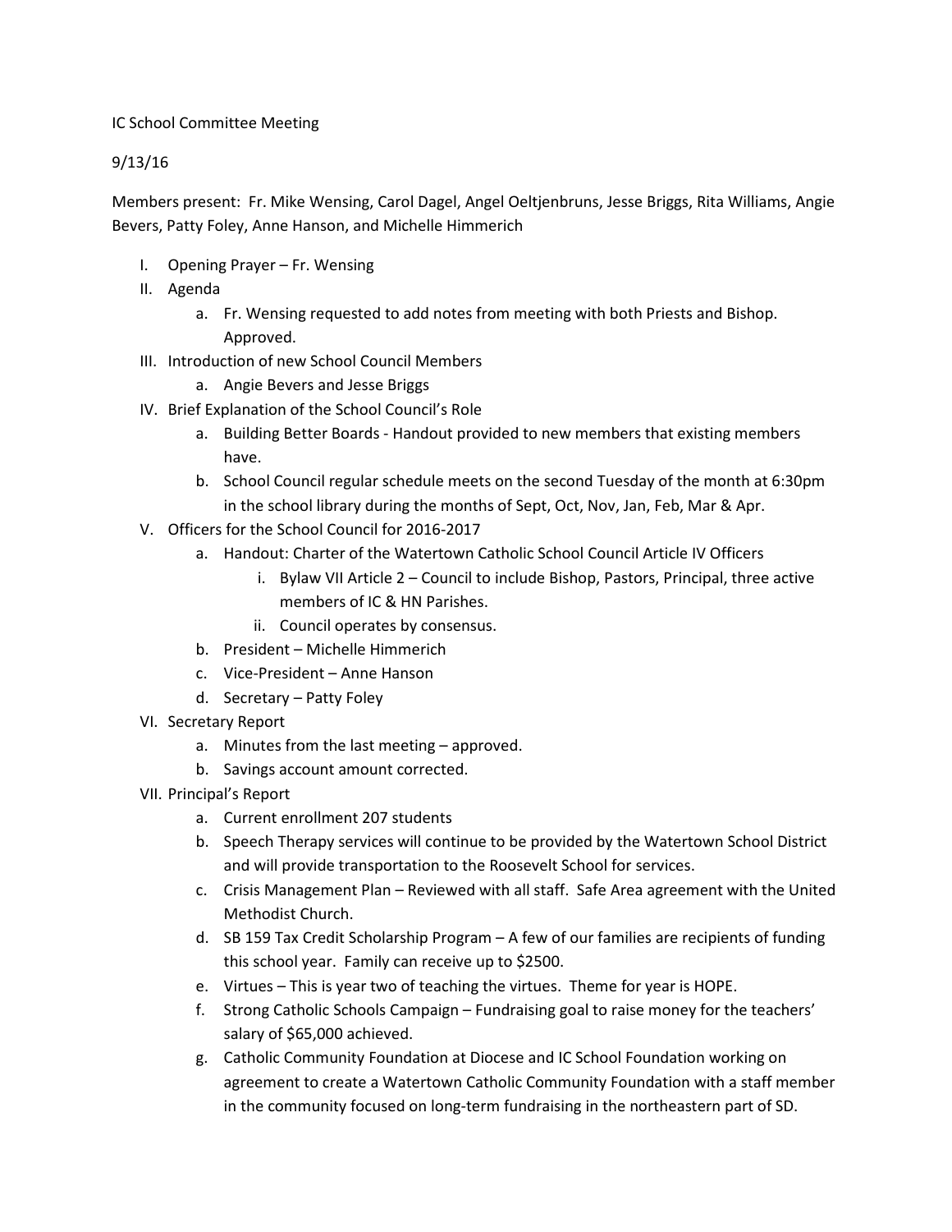IC School Committee Meeting

9/13/16

Members present: Fr. Mike Wensing, Carol Dagel, Angel Oeltjenbruns, Jesse Briggs, Rita Williams, Angie Bevers, Patty Foley, Anne Hanson, and Michelle Himmerich

I. Opening Prayer – Fr. Wensing
II. Agenda
    a. Fr. Wensing requested to add notes from meeting with both Priests and Bishop. Approved.
III. Introduction of new School Council Members
    a. Angie Bevers and Jesse Briggs
IV. Brief Explanation of the School Council's Role
    a. Building Better Boards - Handout provided to new members that existing members have.
    b. School Council regular schedule meets on the second Tuesday of the month at 6:30pm in the school library during the months of Sept, Oct, Nov, Jan, Feb, Mar & Apr.
V. Officers for the School Council for 2016-2017
    a. Handout: Charter of the Watertown Catholic School Council Article IV Officers
        i. Bylaw VII Article 2 – Council to include Bishop, Pastors, Principal, three active members of IC & HN Parishes.
        ii. Council operates by consensus.
    b. President – Michelle Himmerich
    c. Vice-President – Anne Hanson
    d. Secretary – Patty Foley
VI. Secretary Report
    a. Minutes from the last meeting – approved.
    b. Savings account amount corrected.
VII. Principal's Report
    a. Current enrollment 207 students
    b. Speech Therapy services will continue to be provided by the Watertown School District and will provide transportation to the Roosevelt School for services.
    c. Crisis Management Plan – Reviewed with all staff. Safe Area agreement with the United Methodist Church.
    d. SB 159 Tax Credit Scholarship Program – A few of our families are recipients of funding this school year. Family can receive up to $2500.
    e. Virtues – This is year two of teaching the virtues. Theme for year is HOPE.
    f. Strong Catholic Schools Campaign – Fundraising goal to raise money for the teachers' salary of $65,000 achieved.
    g. Catholic Community Foundation at Diocese and IC School Foundation working on agreement to create a Watertown Catholic Community Foundation with a staff member in the community focused on long-term fundraising in the northeastern part of SD.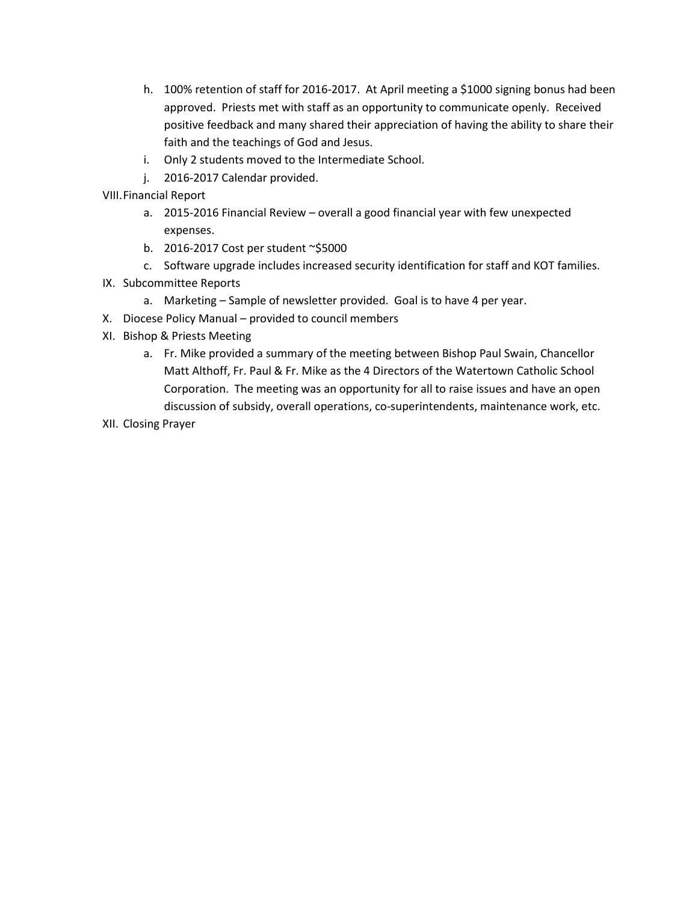h. 100% retention of staff for 2016-2017. At April meeting a $1000 signing bonus had been approved. Priests met with staff as an opportunity to communicate openly. Received positive feedback and many shared their appreciation of having the ability to share their faith and the teachings of God and Jesus.
   i. Only 2 students moved to the Intermediate School.
   j. 2016-2017 Calendar provided.

VIII. Financial Report
   a. 2015-2016 Financial Review – overall a good financial year with few unexpected expenses.
   b. 2016-2017 Cost per student ~$5000
   c. Software upgrade includes increased security identification for staff and KOT families.

IX. Subcommittee Reports
   a. Marketing – Sample of newsletter provided. Goal is to have 4 per year.

X. Diocese Policy Manual – provided to council members

XI. Bishop & Priests Meeting
   a. Fr. Mike provided a summary of the meeting between Bishop Paul Swain, Chancellor Matt Althoff, Fr. Paul & Fr. Mike as the 4 Directors of the Watertown Catholic School Corporation. The meeting was an opportunity for all to raise issues and have an open discussion of subsidy, overall operations, co-superintendents, maintenance work, etc.

XII. Closing Prayer